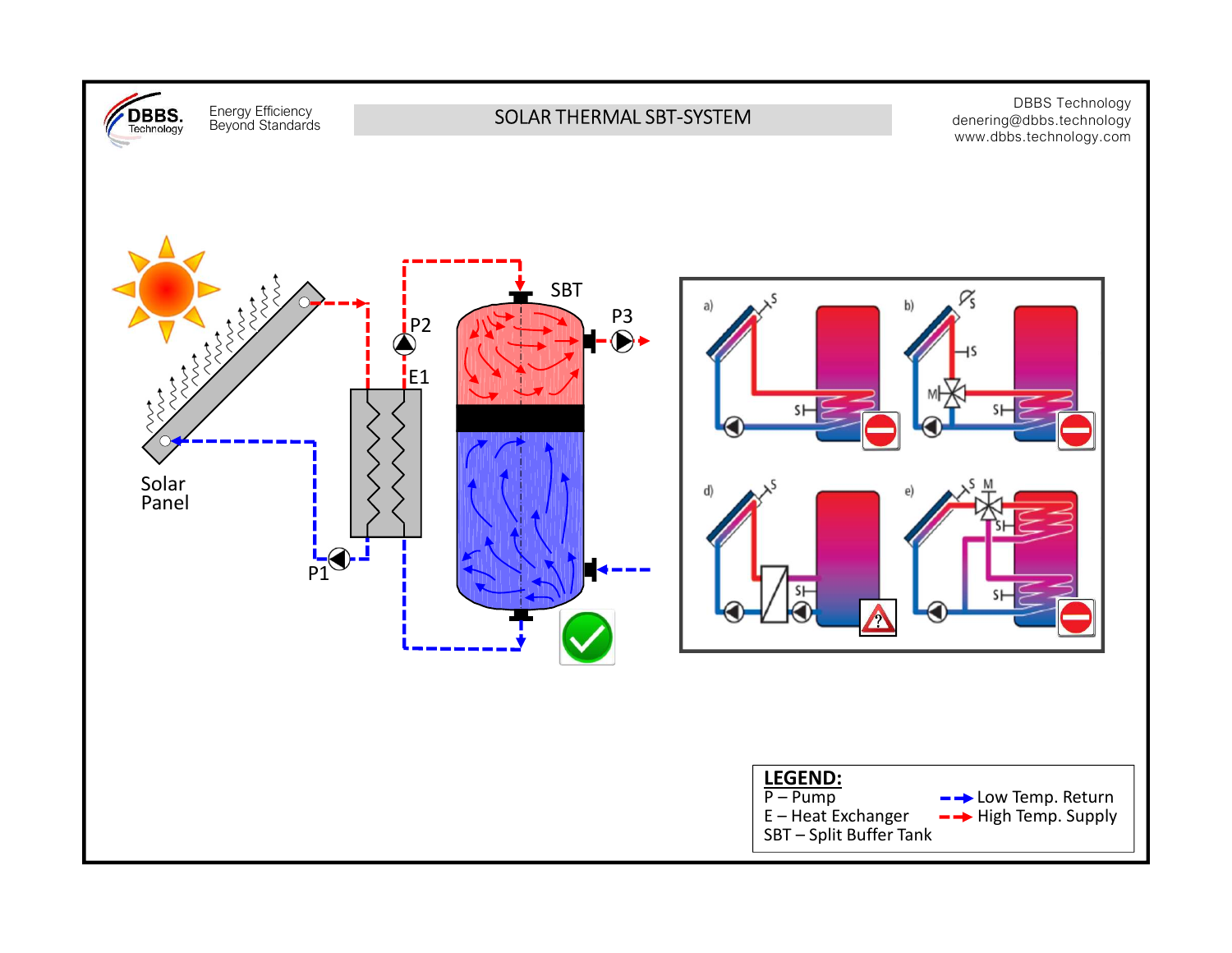DBBS. Technology

Energy Efficiency
Beyond Standards

# SOLAR THERMAL SBT-SYSTEM

DBBS Technology
denering@dbbs.technology
www.dbbs.technology.com

Solar Panel

P1

P2

E1

SBT

P3

a)

b)

d)

e)

**LEGEND:**

P – Pump

E – Heat Exchanger

SBT – Split Buffer Tank

Low Temp. Return

High Temp. Supply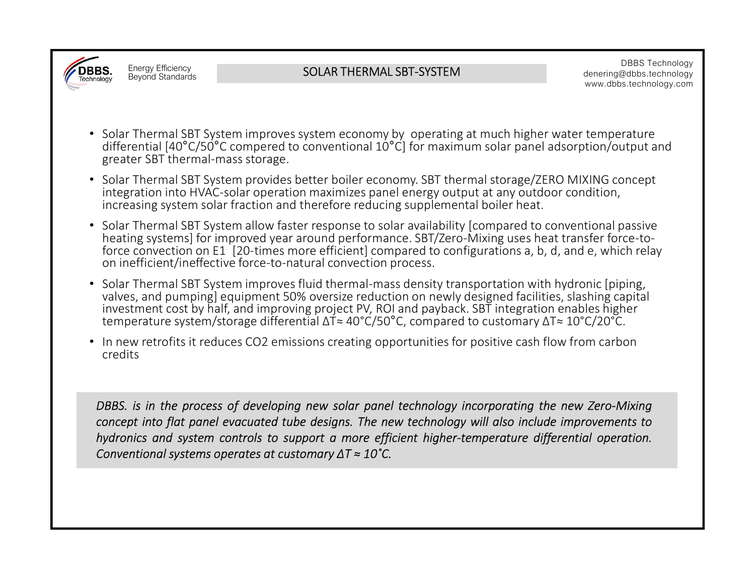# SOLAR THERMAL SBT-SYSTEM

- Solar Thermal SBT System improves system economy by operating at much higher water temperature differential [40°C/50°C compered to conventional 10°C] for maximum solar panel adsorption/output and greater SBT thermal-mass storage.
- Solar Thermal SBT System provides better boiler economy. SBT thermal storage/ZERO MIXING concept integration into HVAC-solar operation maximizes panel energy output at any outdoor condition, increasing system solar fraction and therefore reducing supplemental boiler heat.
- Solar Thermal SBT System allow faster response to solar availability [compared to conventional passive heating systems] for improved year around performance. SBT/Zero-Mixing uses heat transfer force-to-force convection on E1 [20-times more efficient] compared to configurations a, b, d, and e, which relay on inefficient/ineffective force-to-natural convection process.
- Solar Thermal SBT System improves fluid thermal-mass density transportation with hydronic [piping, valves, and pumping] equipment 50% oversize reduction on newly designed facilities, slashing capital investment cost by half, and improving project PV, ROI and payback. SBT integration enables higher temperature system/storage differential $\Delta T \approx$ 40°C/50°C, compared to customary $\Delta T \approx$ 10°C/20°C.
- In new retrofits it reduces $CO_2$ emissions creating opportunities for positive cash flow from carbon credits

*DBBS. is in the process of developing new solar panel technology incorporating the new Zero-Mixing concept into flat panel evacuated tube designs. The new technology will also include improvements to hydronics and system controls to support a more efficient higher-temperature differential operation. Conventional systems operates at customary $\Delta T \approx$ 10°C.*